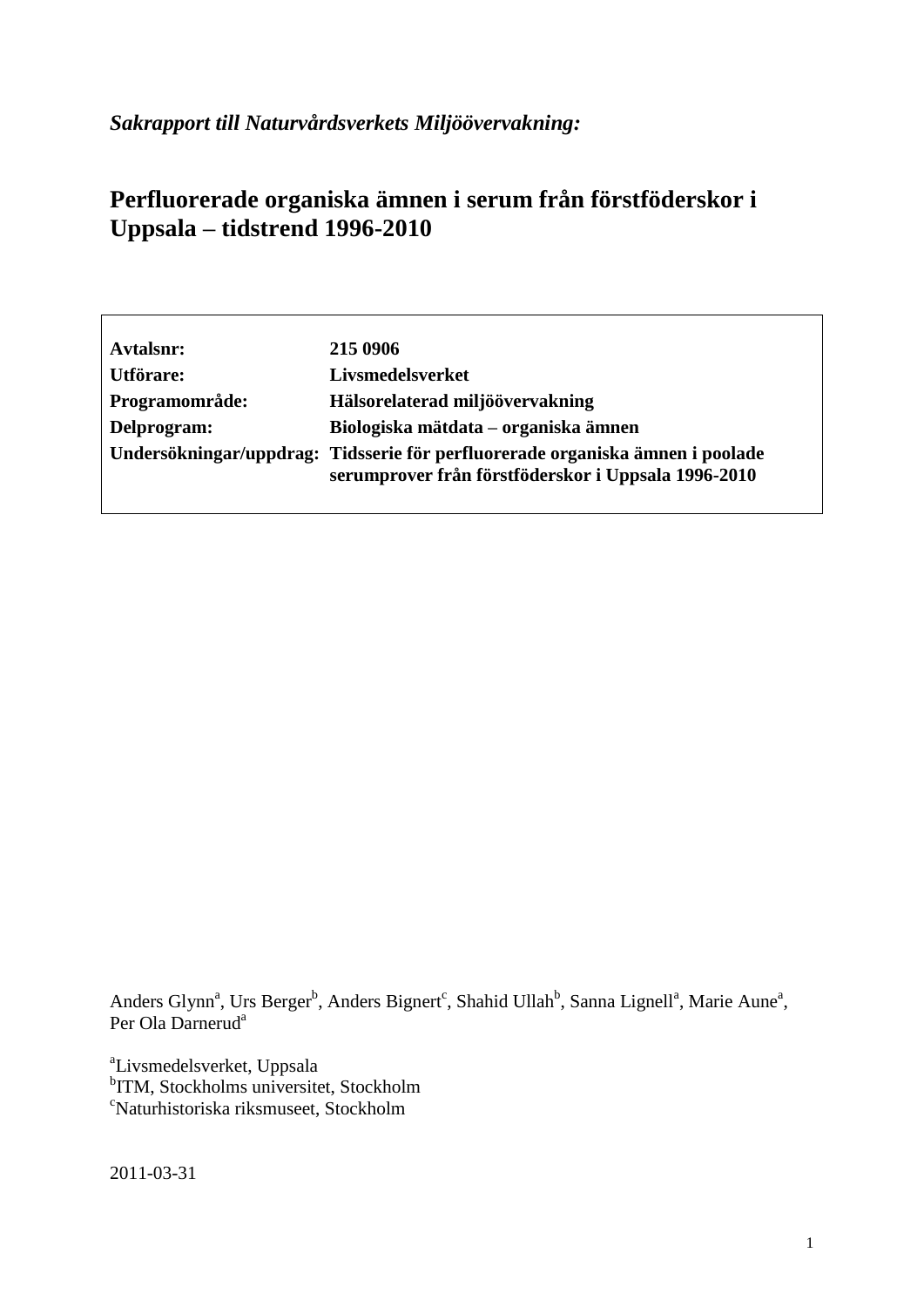*Sakrapport till Naturvårdsverkets Miljöövervakning:*

# Perfluorerade organiska ämnen i serum från förstföderskor i Uppsala – tidstrend 1996-2010

| | |
|---|---|
| **Avtalsnr:** | **215 0906** |
| **Utförare:** | **Livsmedelsverket** |
| **Programområde:** | **Hälsorelaterad miljöövervakning** |
| **Delprogram:** | **Biologiska mätdata – organiska ämnen** |
| **Undersökningar/uppdrag:** | **Tidsserie för perfluorerade organiska ämnen i poolade serumprover från förstföderskor i Uppsala 1996-2010** |

Anders Glynn[a], Urs Berger[b], Anders Bignert[c], Shahid Ullah[b], Sanna Lignell[a], Marie Aune[a], Per Ola Darnerud[a]

[a]Livsmedelsverket, Uppsala
[b]ITM, Stockholms universitet, Stockholm
[c]Naturhistoriska riksmuseet, Stockholm

2011-03-31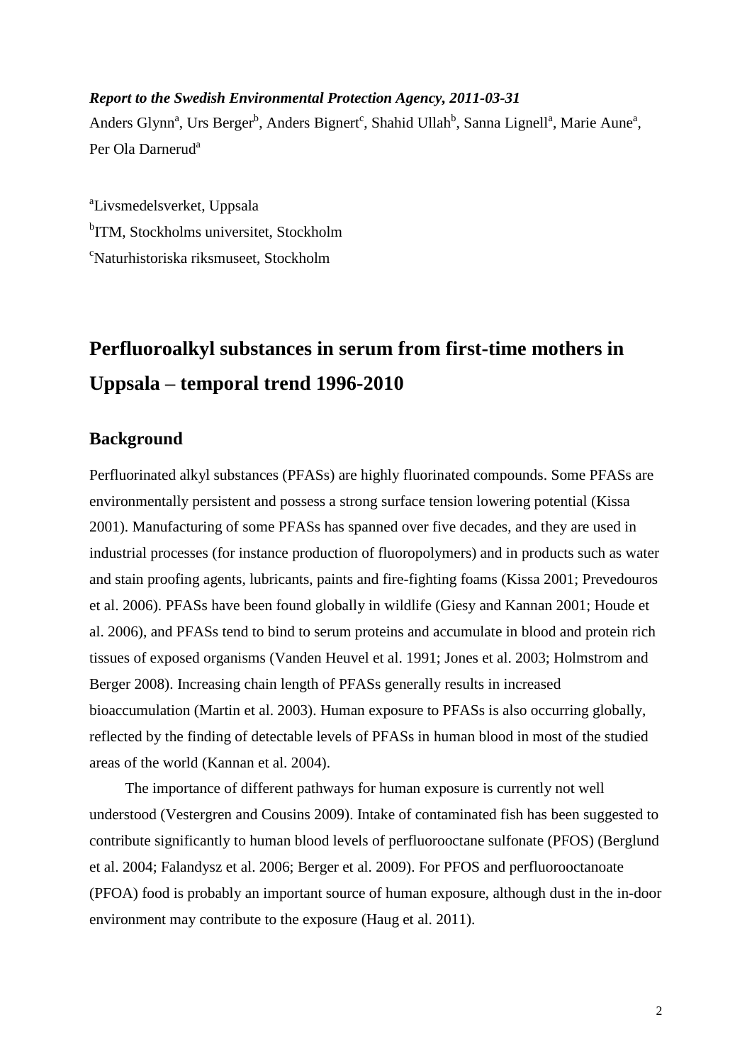***Report to the Swedish Environmental Protection Agency, 2011-03-31***

Anders Glynn[a], Urs Berger[b], Anders Bignert[c], Shahid Ullah[b], Sanna Lignell[a], Marie Aune[a], Per Ola Darnerud[a]

[a]Livsmedelsverket, Uppsala

[b]ITM, Stockholms universitet, Stockholm

[c]Naturhistoriska riksmuseet, Stockholm

# Perfluoroalkyl substances in serum from first-time mothers in Uppsala – temporal trend 1996-2010

## Background

Perfluorinated alkyl substances (PFASs) are highly fluorinated compounds. Some PFASs are environmentally persistent and possess a strong surface tension lowering potential (Kissa 2001). Manufacturing of some PFASs has spanned over five decades, and they are used in industrial processes (for instance production of fluoropolymers) and in products such as water and stain proofing agents, lubricants, paints and fire-fighting foams (Kissa 2001; Prevedouros et al. 2006). PFASs have been found globally in wildlife (Giesy and Kannan 2001; Houde et al. 2006), and PFASs tend to bind to serum proteins and accumulate in blood and protein rich tissues of exposed organisms (Vanden Heuvel et al. 1991; Jones et al. 2003; Holmstrom and Berger 2008). Increasing chain length of PFASs generally results in increased bioaccumulation (Martin et al. 2003). Human exposure to PFASs is also occurring globally, reflected by the finding of detectable levels of PFASs in human blood in most of the studied areas of the world (Kannan et al. 2004).

The importance of different pathways for human exposure is currently not well understood (Vestergren and Cousins 2009). Intake of contaminated fish has been suggested to contribute significantly to human blood levels of perfluorooctane sulfonate (PFOS) (Berglund et al. 2004; Falandysz et al. 2006; Berger et al. 2009). For PFOS and perfluorooctanoate (PFOA) food is probably an important source of human exposure, although dust in the in-door environment may contribute to the exposure (Haug et al. 2011).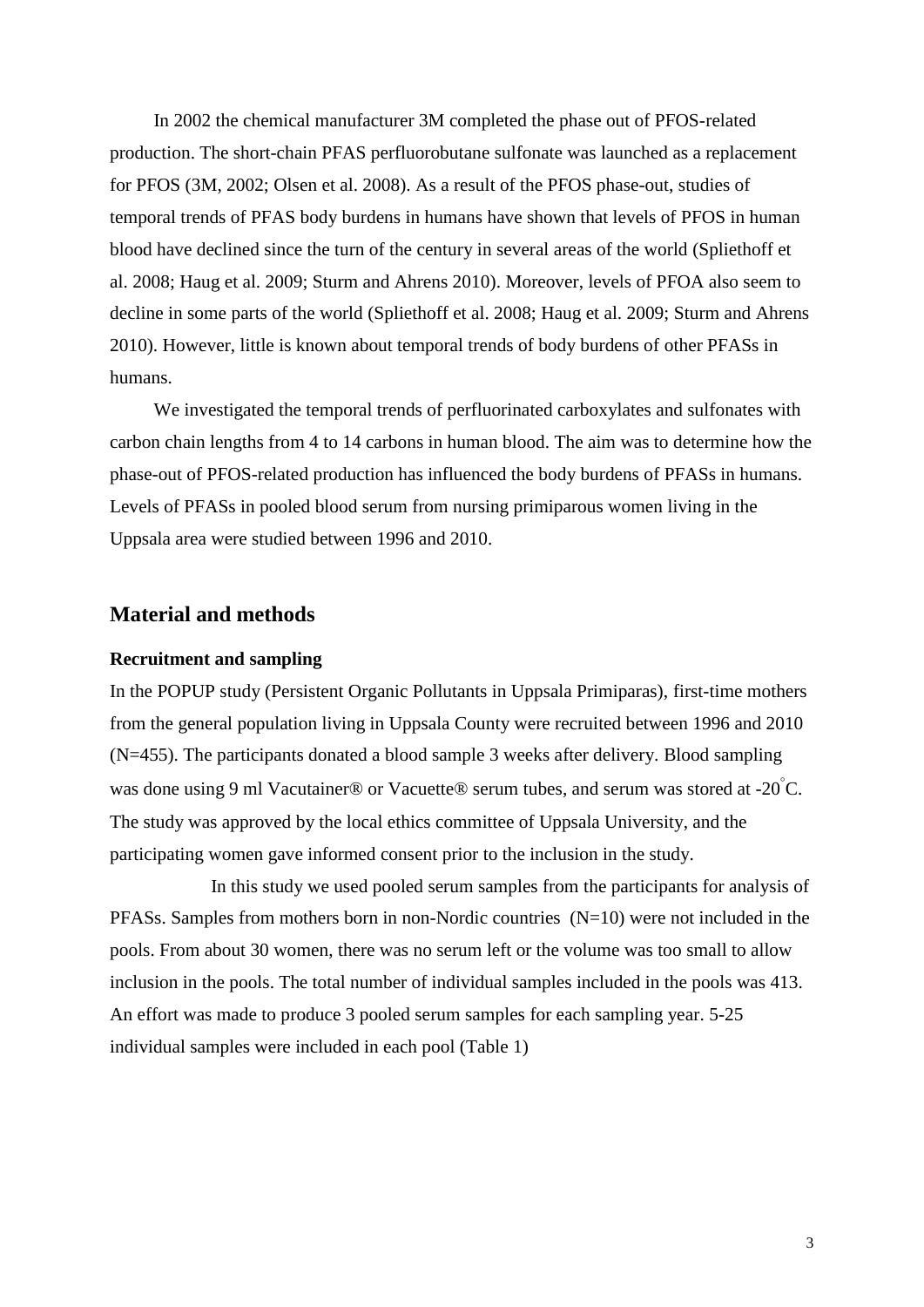In 2002 the chemical manufacturer 3M completed the phase out of PFOS-related production. The short-chain PFAS perfluorobutane sulfonate was launched as a replacement for PFOS (3M, 2002; Olsen et al. 2008). As a result of the PFOS phase-out, studies of temporal trends of PFAS body burdens in humans have shown that levels of PFOS in human blood have declined since the turn of the century in several areas of the world (Spliethoff et al. 2008; Haug et al. 2009; Sturm and Ahrens 2010). Moreover, levels of PFOA also seem to decline in some parts of the world (Spliethoff et al. 2008; Haug et al. 2009; Sturm and Ahrens 2010). However, little is known about temporal trends of body burdens of other PFASs in humans.

We investigated the temporal trends of perfluorinated carboxylates and sulfonates with carbon chain lengths from 4 to 14 carbons in human blood. The aim was to determine how the phase-out of PFOS-related production has influenced the body burdens of PFASs in humans. Levels of PFASs in pooled blood serum from nursing primiparous women living in the Uppsala area were studied between 1996 and 2010.

## Material and methods

### Recruitment and sampling

In the POPUP study (Persistent Organic Pollutants in Uppsala Primiparas), first-time mothers from the general population living in Uppsala County were recruited between 1996 and 2010 (N=455). The participants donated a blood sample 3 weeks after delivery. Blood sampling was done using 9 ml Vacutainer® or Vacuette® serum tubes, and serum was stored at -20°C. The study was approved by the local ethics committee of Uppsala University, and the participating women gave informed consent prior to the inclusion in the study.

In this study we used pooled serum samples from the participants for analysis of PFASs. Samples from mothers born in non-Nordic countries (N=10) were not included in the pools. From about 30 women, there was no serum left or the volume was too small to allow inclusion in the pools. The total number of individual samples included in the pools was 413. An effort was made to produce 3 pooled serum samples for each sampling year. 5-25 individual samples were included in each pool (Table 1)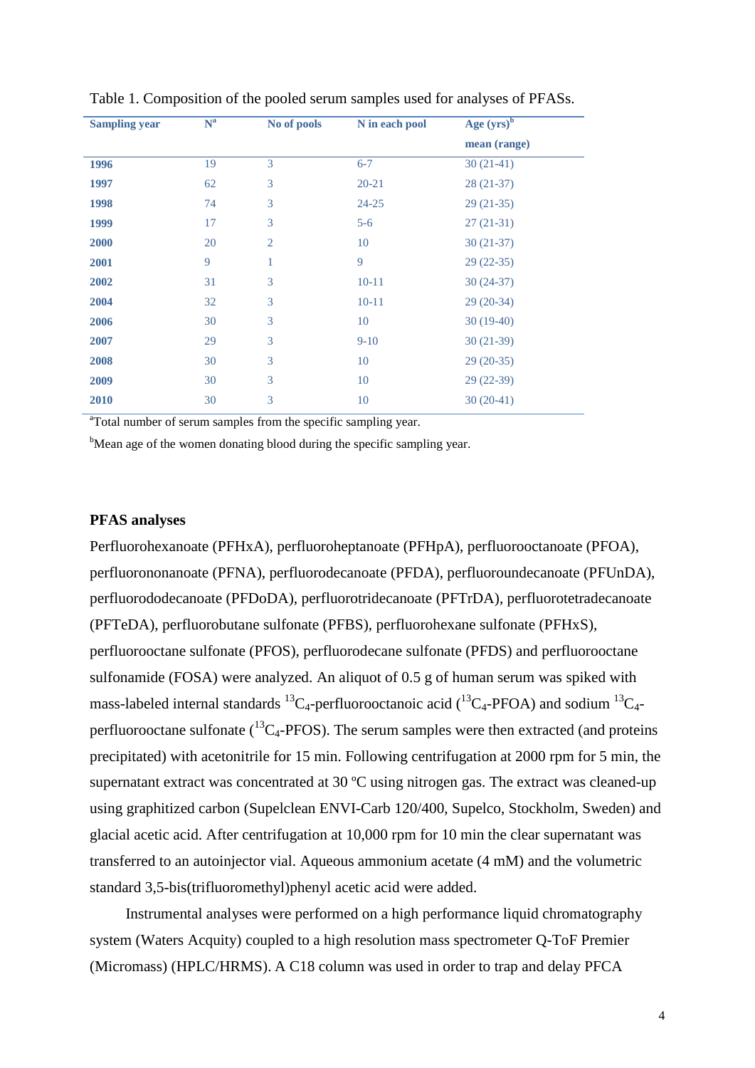Table 1. Composition of the pooled serum samples used for analyses of PFASs.

| Sampling year | N[a] | No of pools | N in each pool | Age (yrs)[b] mean (range) |
|---|---|---|---|---|
| **1996** | 19 | 3 | 6-7 | 30 (21-41) |
| **1997** | 62 | 3 | 20-21 | 28 (21-37) |
| **1998** | 74 | 3 | 24-25 | 29 (21-35) |
| **1999** | 17 | 3 | 5-6 | 27 (21-31) |
| **2000** | 20 | 2 | 10 | 30 (21-37) |
| **2001** | 9 | 1 | 9 | 29 (22-35) |
| **2002** | 31 | 3 | 10-11 | 30 (24-37) |
| **2004** | 32 | 3 | 10-11 | 29 (20-34) |
| **2006** | 30 | 3 | 10 | 30 (19-40) |
| **2007** | 29 | 3 | 9-10 | 30 (21-39) |
| **2008** | 30 | 3 | 10 | 29 (20-35) |
| **2009** | 30 | 3 | 10 | 29 (22-39) |
| **2010** | 30 | 3 | 10 | 30 (20-41) |

[a]Total number of serum samples from the specific sampling year.

[b]Mean age of the women donating blood during the specific sampling year.

**PFAS analyses**

Perfluorohexanoate (PFHxA), perfluoroheptanoate (PFHpA), perfluorooctanoate (PFOA), perfluorononanoate (PFNA), perfluorodecanoate (PFDA), perfluoroundecanoate (PFUnDA), perfluorododecanoate (PFDoDA), perfluorotridecanoate (PFTrDA), perfluorotetradecanoate (PFTeDA), perfluorobutane sulfonate (PFBS), perfluorohexane sulfonate (PFHxS), perfluorooctane sulfonate (PFOS), perfluorodecane sulfonate (PFDS) and perfluorooctane sulfonamide (FOSA) were analyzed. An aliquot of 0.5 g of human serum was spiked with mass-labeled internal standards $^{13}C_4$-perfluorooctanoic acid ($^{13}C_4$-PFOA) and sodium $^{13}C_4$-perfluorooctane sulfonate ($^{13}C_4$-PFOS). The serum samples were then extracted (and proteins precipitated) with acetonitrile for 15 min. Following centrifugation at 2000 rpm for 5 min, the supernatant extract was concentrated at 30 ºC using nitrogen gas. The extract was cleaned-up using graphitized carbon (Supelclean ENVI-Carb 120/400, Supelco, Stockholm, Sweden) and glacial acetic acid. After centrifugation at 10,000 rpm for 10 min the clear supernatant was transferred to an autoinjector vial. Aqueous ammonium acetate (4 mM) and the volumetric standard 3,5-bis(trifluoromethyl)phenyl acetic acid were added.

Instrumental analyses were performed on a high performance liquid chromatography system (Waters Acquity) coupled to a high resolution mass spectrometer Q-ToF Premier (Micromass) (HPLC/HRMS). A C18 column was used in order to trap and delay PFCA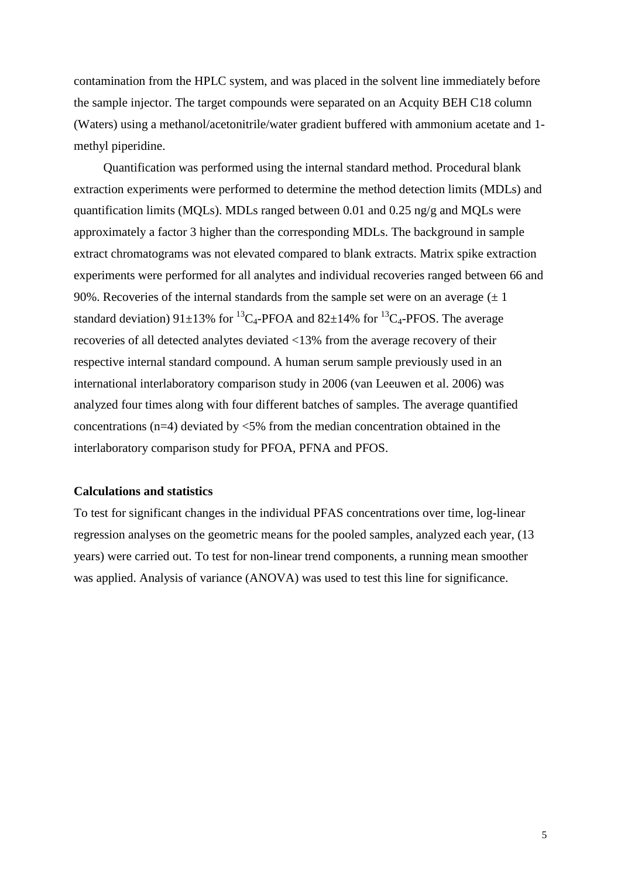contamination from the HPLC system, and was placed in the solvent line immediately before the sample injector. The target compounds were separated on an Acquity BEH C18 column (Waters) using a methanol/acetonitrile/water gradient buffered with ammonium acetate and 1-methyl piperidine.

Quantification was performed using the internal standard method. Procedural blank extraction experiments were performed to determine the method detection limits (MDLs) and quantification limits (MQLs). MDLs ranged between 0.01 and 0.25 ng/g and MQLs were approximately a factor 3 higher than the corresponding MDLs. The background in sample extract chromatograms was not elevated compared to blank extracts. Matrix spike extraction experiments were performed for all analytes and individual recoveries ranged between 66 and 90%. Recoveries of the internal standards from the sample set were on an average ($\pm$ 1 standard deviation) 91$\pm$13% for $^{13}C_4$-PFOA and 82$\pm$14% for $^{13}C_4$-PFOS. The average recoveries of all detected analytes deviated <13% from the average recovery of their respective internal standard compound. A human serum sample previously used in an international interlaboratory comparison study in 2006 (van Leeuwen et al. 2006) was analyzed four times along with four different batches of samples. The average quantified concentrations (n=4) deviated by <5% from the median concentration obtained in the interlaboratory comparison study for PFOA, PFNA and PFOS.

**Calculations and statistics**

To test for significant changes in the individual PFAS concentrations over time, log-linear regression analyses on the geometric means for the pooled samples, analyzed each year, (13 years) were carried out. To test for non-linear trend components, a running mean smoother was applied. Analysis of variance (ANOVA) was used to test this line for significance.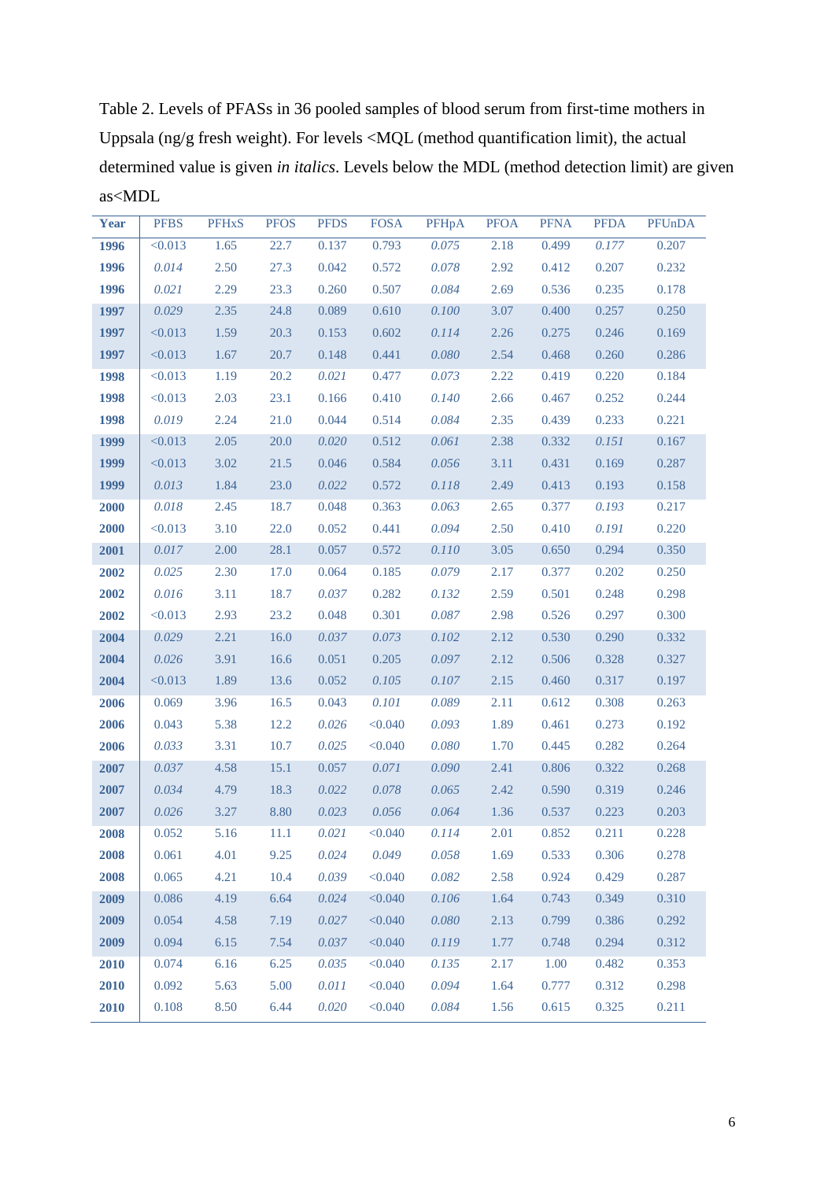Table 2. Levels of PFASs in 36 pooled samples of blood serum from first-time mothers in Uppsala (ng/g fresh weight). For levels <MQL (method quantification limit), the actual determined value is given *in italics*. Levels below the MDL (method detection limit) are given as<MDL

| Year | PFBS | PFHxS | PFOS | PFDS | FOSA | PFHpA | PFOA | PFNA | PFDA | PFUnDA |
|---|---|---|---|---|---|---|---|---|---|---|
| **1996** | <0.013 | 1.65 | 22.7 | 0.137 | 0.793 | *0.075* | 2.18 | 0.499 | *0.177* | 0.207 |
| **1996** | *0.014* | 2.50 | 27.3 | 0.042 | 0.572 | *0.078* | 2.92 | 0.412 | 0.207 | 0.232 |
| **1996** | *0.021* | 2.29 | 23.3 | 0.260 | 0.507 | *0.084* | 2.69 | 0.536 | 0.235 | 0.178 |
| **1997** | *0.029* | 2.35 | 24.8 | 0.089 | 0.610 | *0.100* | 3.07 | 0.400 | 0.257 | 0.250 |
| **1997** | <0.013 | 1.59 | 20.3 | 0.153 | 0.602 | *0.114* | 2.26 | 0.275 | 0.246 | 0.169 |
| **1997** | <0.013 | 1.67 | 20.7 | 0.148 | 0.441 | *0.080* | 2.54 | 0.468 | 0.260 | 0.286 |
| **1998** | <0.013 | 1.19 | 20.2 | *0.021* | 0.477 | *0.073* | 2.22 | 0.419 | 0.220 | 0.184 |
| **1998** | <0.013 | 2.03 | 23.1 | 0.166 | 0.410 | *0.140* | 2.66 | 0.467 | 0.252 | 0.244 |
| **1998** | *0.019* | 2.24 | 21.0 | 0.044 | 0.514 | *0.084* | 2.35 | 0.439 | 0.233 | 0.221 |
| **1999** | <0.013 | 2.05 | 20.0 | *0.020* | 0.512 | *0.061* | 2.38 | 0.332 | *0.151* | 0.167 |
| **1999** | <0.013 | 3.02 | 21.5 | 0.046 | 0.584 | *0.056* | 3.11 | 0.431 | 0.169 | 0.287 |
| **1999** | *0.013* | 1.84 | 23.0 | *0.022* | 0.572 | *0.118* | 2.49 | 0.413 | 0.193 | 0.158 |
| **2000** | *0.018* | 2.45 | 18.7 | 0.048 | 0.363 | *0.063* | 2.65 | 0.377 | *0.193* | 0.217 |
| **2000** | <0.013 | 3.10 | 22.0 | 0.052 | 0.441 | *0.094* | 2.50 | 0.410 | *0.191* | 0.220 |
| **2001** | *0.017* | 2.00 | 28.1 | 0.057 | 0.572 | *0.110* | 3.05 | 0.650 | 0.294 | 0.350 |
| **2002** | *0.025* | 2.30 | 17.0 | 0.064 | 0.185 | *0.079* | 2.17 | 0.377 | 0.202 | 0.250 |
| **2002** | *0.016* | 3.11 | 18.7 | *0.037* | 0.282 | *0.132* | 2.59 | 0.501 | 0.248 | 0.298 |
| **2002** | <0.013 | 2.93 | 23.2 | 0.048 | 0.301 | *0.087* | 2.98 | 0.526 | 0.297 | 0.300 |
| **2004** | *0.029* | 2.21 | 16.0 | *0.037* | *0.073* | *0.102* | 2.12 | 0.530 | 0.290 | 0.332 |
| **2004** | *0.026* | 3.91 | 16.6 | 0.051 | 0.205 | *0.097* | 2.12 | 0.506 | 0.328 | 0.327 |
| **2004** | <0.013 | 1.89 | 13.6 | 0.052 | *0.105* | *0.107* | 2.15 | 0.460 | 0.317 | 0.197 |
| **2006** | 0.069 | 3.96 | 16.5 | 0.043 | *0.101* | *0.089* | 2.11 | 0.612 | 0.308 | 0.263 |
| **2006** | 0.043 | 5.38 | 12.2 | *0.026* | <0.040 | *0.093* | 1.89 | 0.461 | 0.273 | 0.192 |
| **2006** | *0.033* | 3.31 | 10.7 | *0.025* | <0.040 | *0.080* | 1.70 | 0.445 | 0.282 | 0.264 |
| **2007** | *0.037* | 4.58 | 15.1 | 0.057 | *0.071* | *0.090* | 2.41 | 0.806 | 0.322 | 0.268 |
| **2007** | *0.034* | 4.79 | 18.3 | *0.022* | *0.078* | *0.065* | 2.42 | 0.590 | 0.319 | 0.246 |
| **2007** | *0.026* | 3.27 | 8.80 | *0.023* | *0.056* | *0.064* | 1.36 | 0.537 | 0.223 | 0.203 |
| **2008** | 0.052 | 5.16 | 11.1 | *0.021* | <0.040 | *0.114* | 2.01 | 0.852 | 0.211 | 0.228 |
| **2008** | 0.061 | 4.01 | 9.25 | *0.024* | *0.049* | *0.058* | 1.69 | 0.533 | 0.306 | 0.278 |
| **2008** | 0.065 | 4.21 | 10.4 | *0.039* | <0.040 | *0.082* | 2.58 | 0.924 | 0.429 | 0.287 |
| **2009** | 0.086 | 4.19 | 6.64 | *0.024* | <0.040 | *0.106* | 1.64 | 0.743 | 0.349 | 0.310 |
| **2009** | 0.054 | 4.58 | 7.19 | *0.027* | <0.040 | *0.080* | 2.13 | 0.799 | 0.386 | 0.292 |
| **2009** | 0.094 | 6.15 | 7.54 | *0.037* | <0.040 | *0.119* | 1.77 | 0.748 | 0.294 | 0.312 |
| **2010** | 0.074 | 6.16 | 6.25 | *0.035* | <0.040 | *0.135* | 2.17 | 1.00 | 0.482 | 0.353 |
| **2010** | 0.092 | 5.63 | 5.00 | *0.011* | <0.040 | *0.094* | 1.64 | 0.777 | 0.312 | 0.298 |
| **2010** | 0.108 | 8.50 | 6.44 | *0.020* | <0.040 | *0.084* | 1.56 | 0.615 | 0.325 | 0.211 |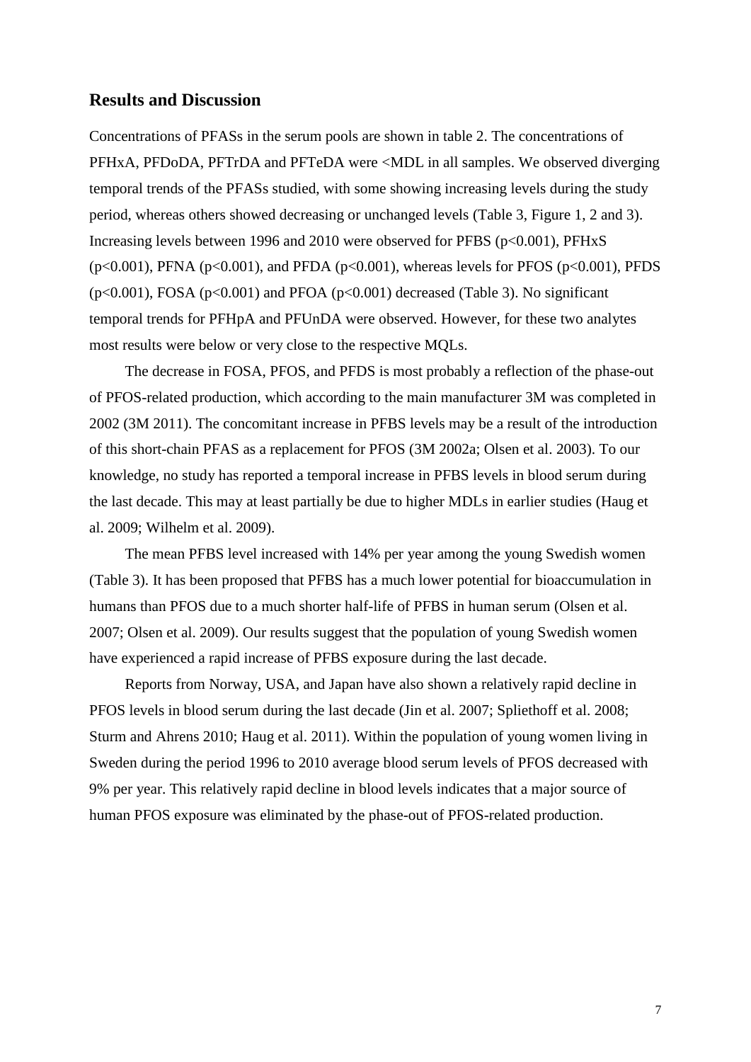## Results and Discussion

Concentrations of PFASs in the serum pools are shown in table 2. The concentrations of PFHxA, PFDoDA, PFTrDA and PFTeDA were <MDL in all samples. We observed diverging temporal trends of the PFASs studied, with some showing increasing levels during the study period, whereas others showed decreasing or unchanged levels (Table 3, Figure 1, 2 and 3). Increasing levels between 1996 and 2010 were observed for PFBS ($p<0.001$), PFHxS ($p<0.001$), PFNA ($p<0.001$), and PFDA ($p<0.001$), whereas levels for PFOS ($p<0.001$), PFDS ($p<0.001$), FOSA ($p<0.001$) and PFOA ($p<0.001$) decreased (Table 3). No significant temporal trends for PFHpA and PFUnDA were observed. However, for these two analytes most results were below or very close to the respective MQLs.

The decrease in FOSA, PFOS, and PFDS is most probably a reflection of the phase-out of PFOS-related production, which according to the main manufacturer 3M was completed in 2002 (3M 2011). The concomitant increase in PFBS levels may be a result of the introduction of this short-chain PFAS as a replacement for PFOS (3M 2002a; Olsen et al. 2003). To our knowledge, no study has reported a temporal increase in PFBS levels in blood serum during the last decade. This may at least partially be due to higher MDLs in earlier studies (Haug et al. 2009; Wilhelm et al. 2009).

The mean PFBS level increased with 14% per year among the young Swedish women (Table 3). It has been proposed that PFBS has a much lower potential for bioaccumulation in humans than PFOS due to a much shorter half-life of PFBS in human serum (Olsen et al. 2007; Olsen et al. 2009). Our results suggest that the population of young Swedish women have experienced a rapid increase of PFBS exposure during the last decade.

Reports from Norway, USA, and Japan have also shown a relatively rapid decline in PFOS levels in blood serum during the last decade (Jin et al. 2007; Spliethoff et al. 2008; Sturm and Ahrens 2010; Haug et al. 2011). Within the population of young women living in Sweden during the period 1996 to 2010 average blood serum levels of PFOS decreased with 9% per year. This relatively rapid decline in blood levels indicates that a major source of human PFOS exposure was eliminated by the phase-out of PFOS-related production.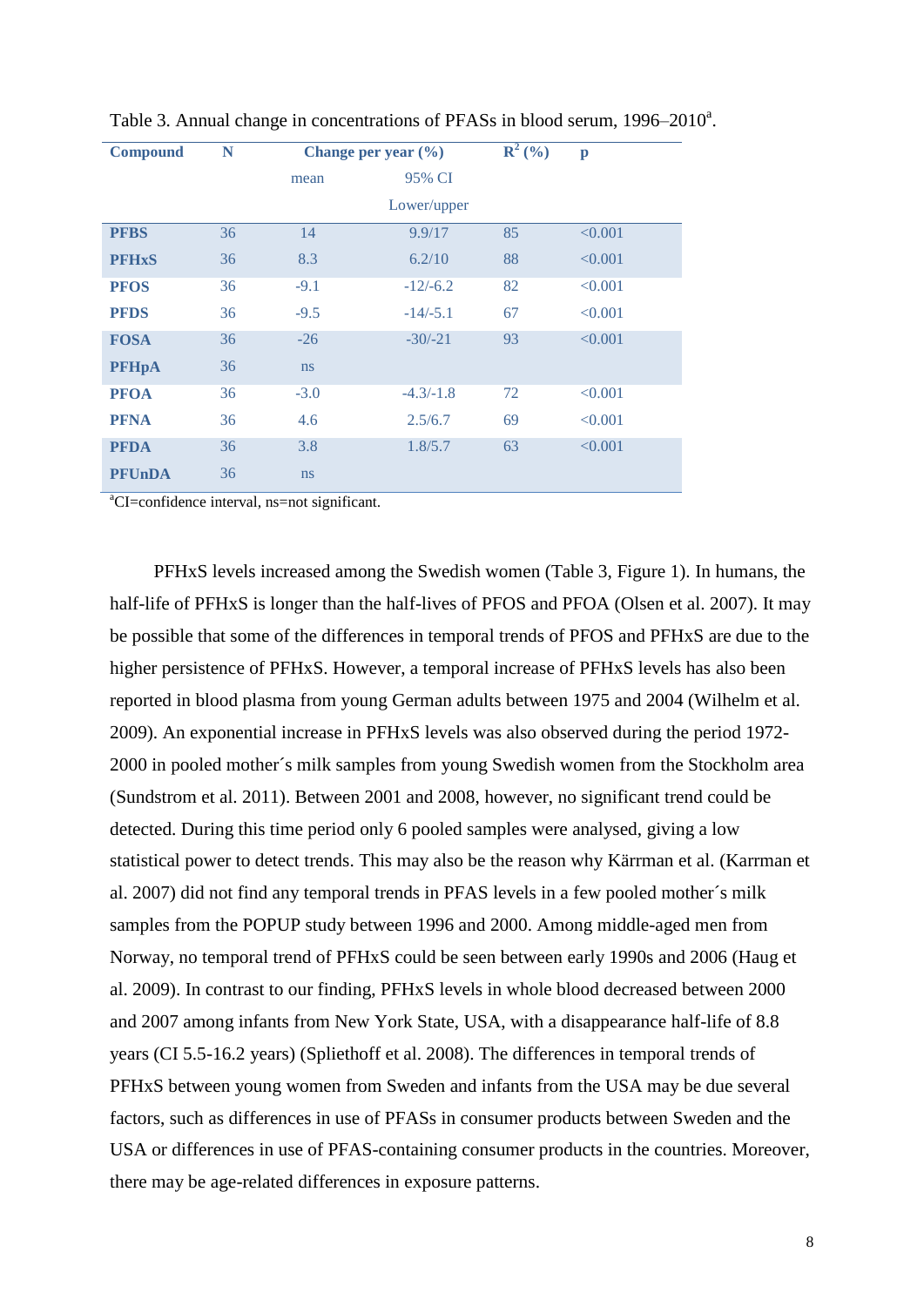Table 3. Annual change in concentrations of PFASs in blood serum, 1996–2010[a].

| Compound | N | Change per year (%) | | $R^2$ (%) | p |
|---|---|---|---|---|---|
| | | mean | 95% CI Lower/upper | | |
| **PFBS** | 36 | 14 | 9.9/17 | 85 | <0.001 |
| **PFHxS** | 36 | 8.3 | 6.2/10 | 88 | <0.001 |
| **PFOS** | 36 | -9.1 | -12/-6.2 | 82 | <0.001 |
| **PFDS** | 36 | -9.5 | -14/-5.1 | 67 | <0.001 |
| **FOSA** | 36 | -26 | -30/-21 | 93 | <0.001 |
| **PFHpA** | 36 | ns | | | |
| **PFOA** | 36 | -3.0 | -4.3/-1.8 | 72 | <0.001 |
| **PFNA** | 36 | 4.6 | 2.5/6.7 | 69 | <0.001 |
| **PFDA** | 36 | 3.8 | 1.8/5.7 | 63 | <0.001 |
| **PFUnDA** | 36 | ns | | | |

[a]CI=confidence interval, ns=not significant.

PFHxS levels increased among the Swedish women (Table 3, Figure 1). In humans, the half-life of PFHxS is longer than the half-lives of PFOS and PFOA (Olsen et al. 2007). It may be possible that some of the differences in temporal trends of PFOS and PFHxS are due to the higher persistence of PFHxS. However, a temporal increase of PFHxS levels has also been reported in blood plasma from young German adults between 1975 and 2004 (Wilhelm et al. 2009). An exponential increase in PFHxS levels was also observed during the period 1972-2000 in pooled mother´s milk samples from young Swedish women from the Stockholm area (Sundstrom et al. 2011). Between 2001 and 2008, however, no significant trend could be detected. During this time period only 6 pooled samples were analysed, giving a low statistical power to detect trends. This may also be the reason why Kärrman et al. (Karrman et al. 2007) did not find any temporal trends in PFAS levels in a few pooled mother´s milk samples from the POPUP study between 1996 and 2000. Among middle-aged men from Norway, no temporal trend of PFHxS could be seen between early 1990s and 2006 (Haug et al. 2009). In contrast to our finding, PFHxS levels in whole blood decreased between 2000 and 2007 among infants from New York State, USA, with a disappearance half-life of 8.8 years (CI 5.5-16.2 years) (Spliethoff et al. 2008). The differences in temporal trends of PFHxS between young women from Sweden and infants from the USA may be due several factors, such as differences in use of PFASs in consumer products between Sweden and the USA or differences in use of PFAS-containing consumer products in the countries. Moreover, there may be age-related differences in exposure patterns.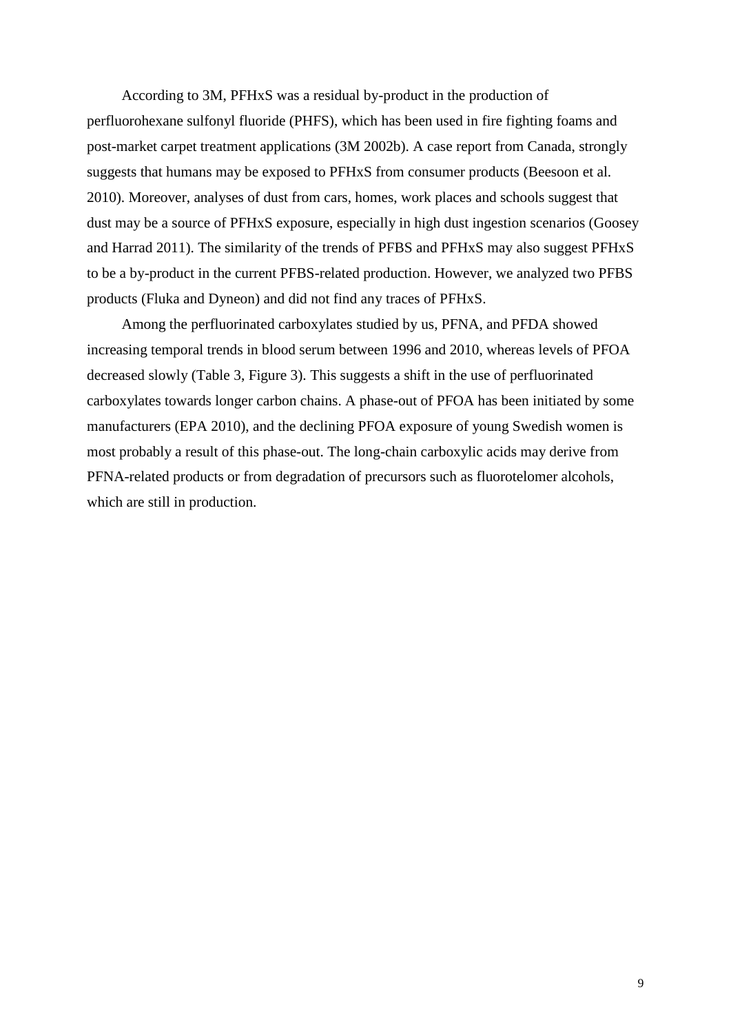According to 3M, PFHxS was a residual by-product in the production of perfluorohexane sulfonyl fluoride (PHFS), which has been used in fire fighting foams and post-market carpet treatment applications (3M 2002b). A case report from Canada, strongly suggests that humans may be exposed to PFHxS from consumer products (Beesoon et al. 2010). Moreover, analyses of dust from cars, homes, work places and schools suggest that dust may be a source of PFHxS exposure, especially in high dust ingestion scenarios (Goosey and Harrad 2011). The similarity of the trends of PFBS and PFHxS may also suggest PFHxS to be a by-product in the current PFBS-related production. However, we analyzed two PFBS products (Fluka and Dyneon) and did not find any traces of PFHxS.

Among the perfluorinated carboxylates studied by us, PFNA, and PFDA showed increasing temporal trends in blood serum between 1996 and 2010, whereas levels of PFOA decreased slowly (Table 3, Figure 3). This suggests a shift in the use of perfluorinated carboxylates towards longer carbon chains. A phase-out of PFOA has been initiated by some manufacturers (EPA 2010), and the declining PFOA exposure of young Swedish women is most probably a result of this phase-out. The long-chain carboxylic acids may derive from PFNA-related products or from degradation of precursors such as fluorotelomer alcohols, which are still in production.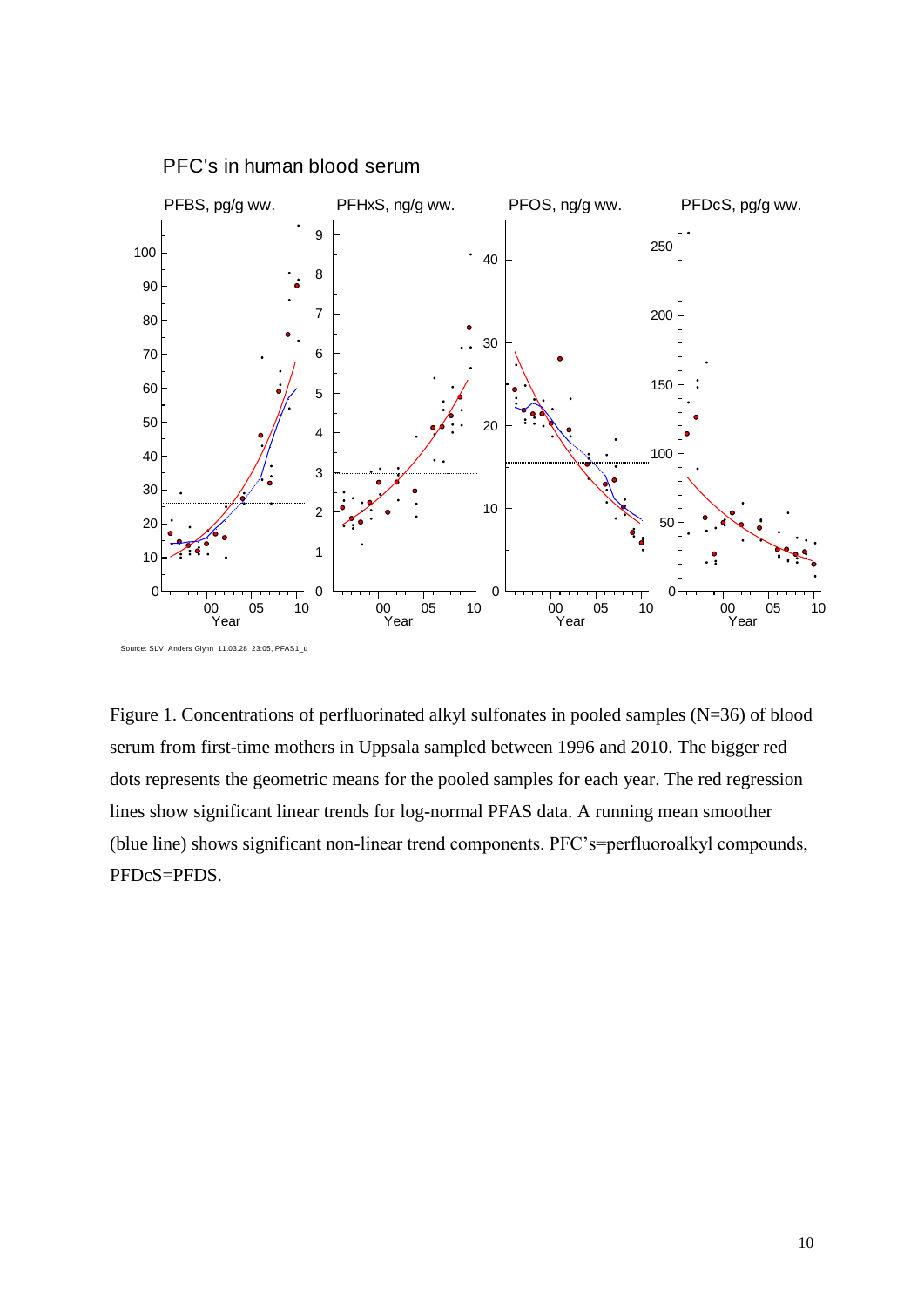PFC's in human blood serum

PFBS, pg/g ww. PFHxS, ng/g ww. PFOS, ng/g ww. PFDcS, pg/g ww.

Source: SLV, Anders Glynn 11.03.28 23:05, PFAS1_u

Figure 1. Concentrations of perfluorinated alkyl sulfonates in pooled samples (N=36) of blood serum from first-time mothers in Uppsala sampled between 1996 and 2010. The bigger red dots represents the geometric means for the pooled samples for each year. The red regression lines show significant linear trends for log-normal PFAS data. A running mean smoother (blue line) shows significant non-linear trend components. PFC's=perfluoroalkyl compounds, PFDcS=PFDS.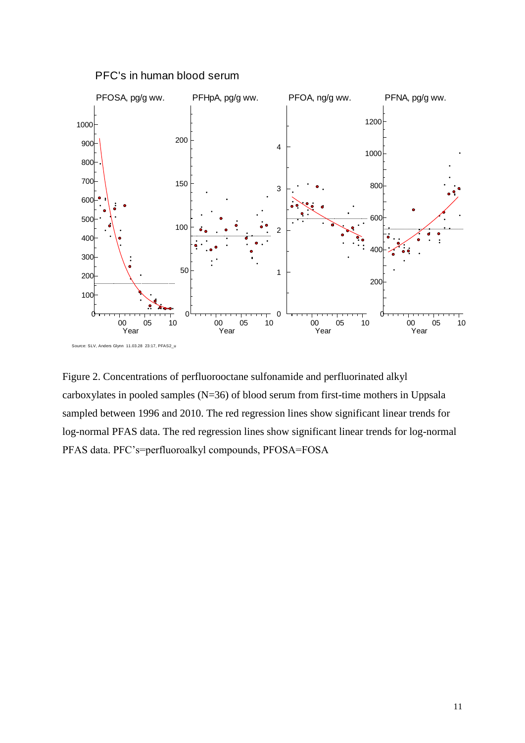Figure 2. Concentrations of perfluorooctane sulfonamide and perfluorinated alkyl carboxylates in pooled samples (N=36) of blood serum from first-time mothers in Uppsala sampled between 1996 and 2010. The red regression lines show significant linear trends for log-normal PFAS data. The red regression lines show significant linear trends for log-normal PFAS data. PFC's=perfluoroalkyl compounds, PFOSA=FOSA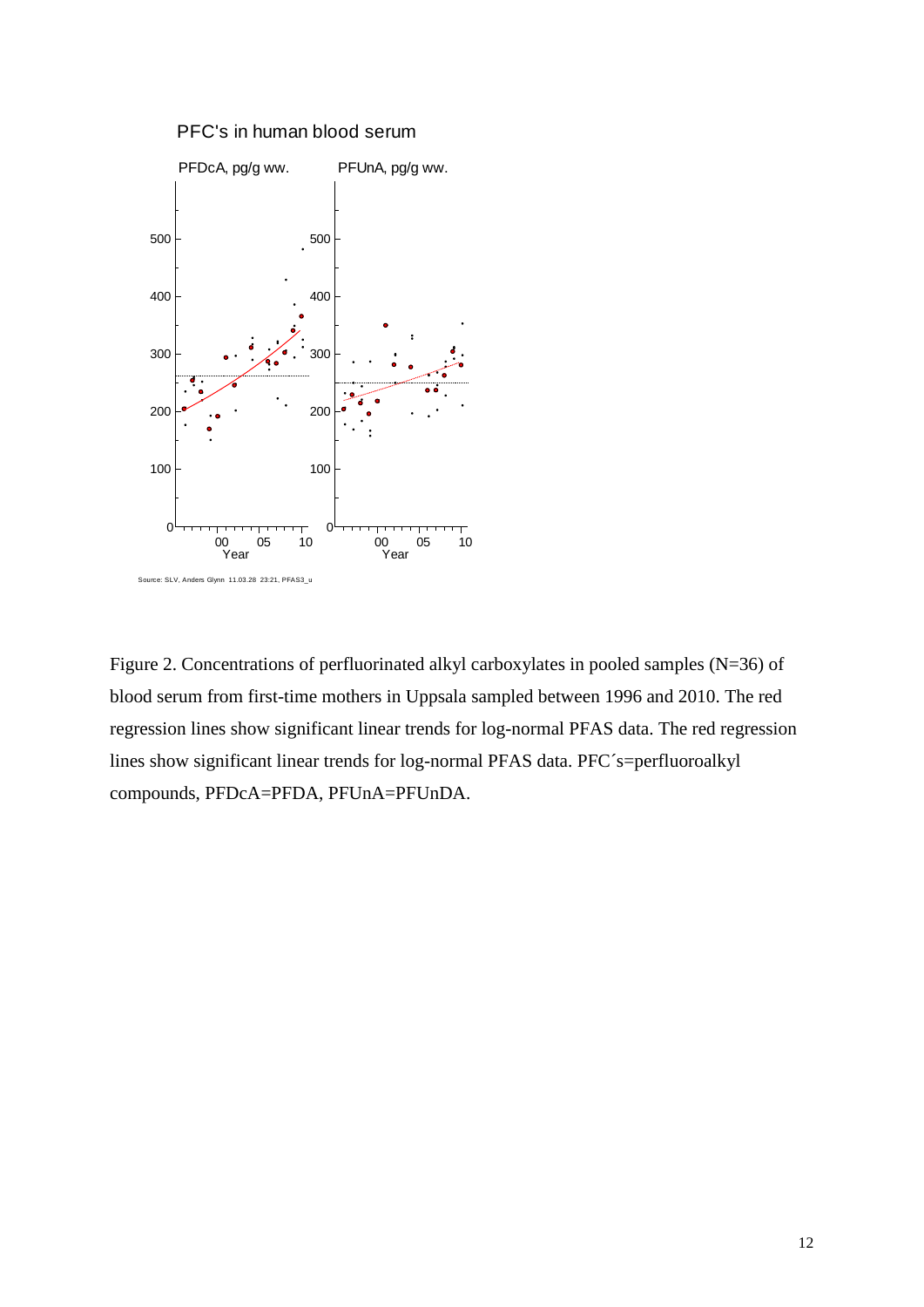Figure 2. Concentrations of perfluorinated alkyl carboxylates in pooled samples (N=36) of blood serum from first-time mothers in Uppsala sampled between 1996 and 2010. The red regression lines show significant linear trends for log-normal PFAS data. The red regression lines show significant linear trends for log-normal PFAS data. PFC´s=perfluoroalkyl compounds, PFDcA=PFDA, PFUnA=PFUnDA.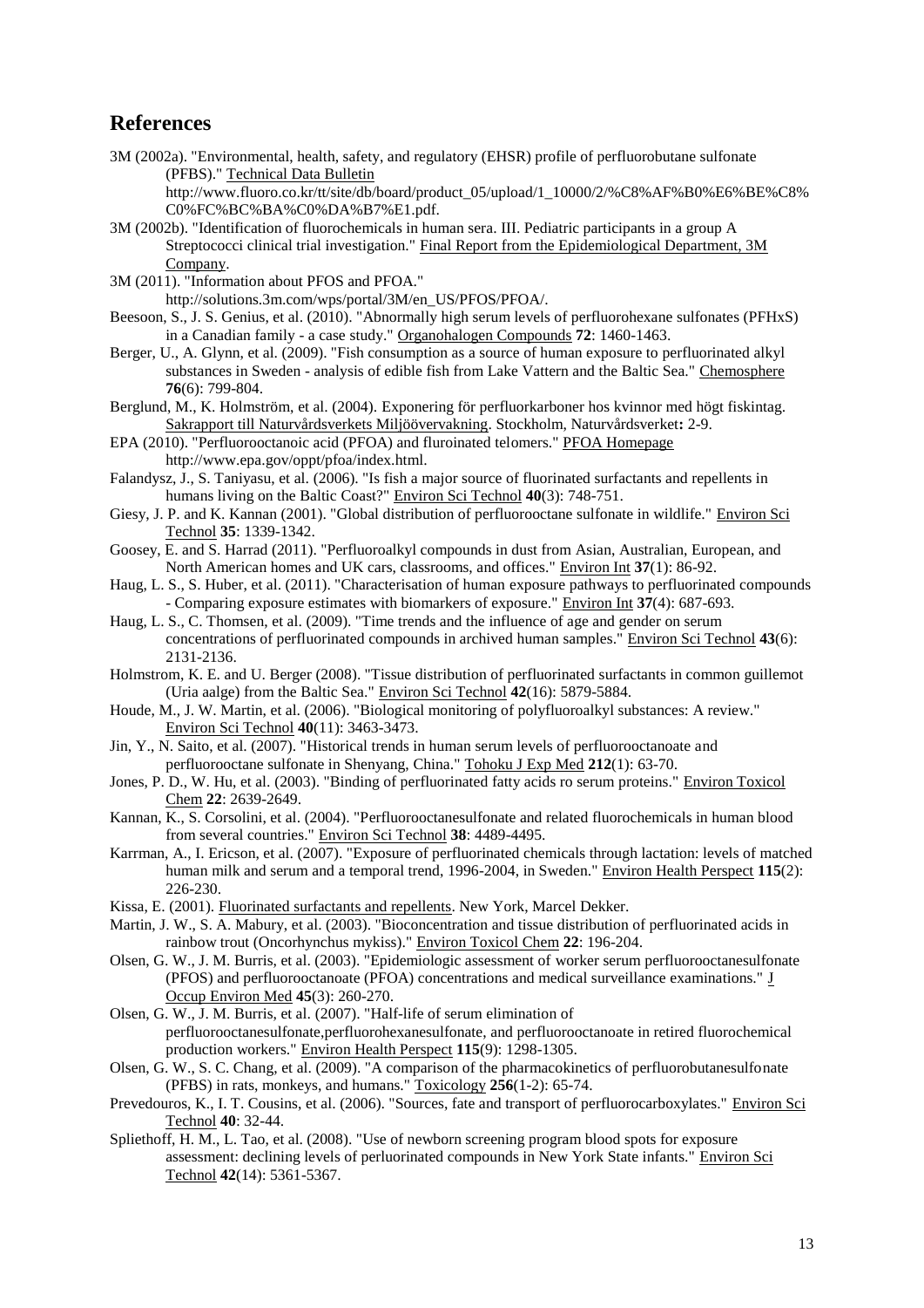## References

3M (2002a). "Environmental, health, safety, and regulatory (EHSR) profile of perfluorobutane sulfonate (PFBS)." Technical Data Bulletin http://www.fluoro.co.kr/tt/site/db/board/product_05/upload/1_10000/2/%C8%AF%B0%E6%BE%C8%C0%FC%BC%BA%C0%DA%B7%E1.pdf.

3M (2002b). "Identification of fluorochemicals in human sera. III. Pediatric participants in a group A Streptococci clinical trial investigation." Final Report from the Epidemiological Department, 3M Company.

3M (2011). "Information about PFOS and PFOA." http://solutions.3m.com/wps/portal/3M/en_US/PFOS/PFOA/.

Beesoon, S., J. S. Genius, et al. (2010). "Abnormally high serum levels of perfluorohexane sulfonates (PFHxS) in a Canadian family - a case study." Organohalogen Compounds **72**: 1460-1463.

Berger, U., A. Glynn, et al. (2009). "Fish consumption as a source of human exposure to perfluorinated alkyl substances in Sweden - analysis of edible fish from Lake Vattern and the Baltic Sea." Chemosphere **76**(6): 799-804.

Berglund, M., K. Holmström, et al. (2004). Exponering för perfluorkarboner hos kvinnor med högt fiskintag. Sakrapport till Naturvårdsverkets Miljöövervakning. Stockholm, Naturvårdsverket**:** 2-9.

EPA (2010). "Perfluorooctanoic acid (PFOA) and fluroinated telomers." PFOA Homepage http://www.epa.gov/oppt/pfoa/index.html.

Falandysz, J., S. Taniyasu, et al. (2006). "Is fish a major source of fluorinated surfactants and repellents in humans living on the Baltic Coast?" Environ Sci Technol **40**(3): 748-751.

Giesy, J. P. and K. Kannan (2001). "Global distribution of perfluorooctane sulfonate in wildlife." Environ Sci Technol **35**: 1339-1342.

Goosey, E. and S. Harrad (2011). "Perfluoroalkyl compounds in dust from Asian, Australian, European, and North American homes and UK cars, classrooms, and offices." Environ Int **37**(1): 86-92.

Haug, L. S., S. Huber, et al. (2011). "Characterisation of human exposure pathways to perfluorinated compounds - Comparing exposure estimates with biomarkers of exposure." Environ Int **37**(4): 687-693.

Haug, L. S., C. Thomsen, et al. (2009). "Time trends and the influence of age and gender on serum concentrations of perfluorinated compounds in archived human samples." Environ Sci Technol **43**(6): 2131-2136.

Holmstrom, K. E. and U. Berger (2008). "Tissue distribution of perfluorinated surfactants in common guillemot (Uria aalge) from the Baltic Sea." Environ Sci Technol **42**(16): 5879-5884.

Houde, M., J. W. Martin, et al. (2006). "Biological monitoring of polyfluoroalkyl substances: A review." Environ Sci Technol **40**(11): 3463-3473.

Jin, Y., N. Saito, et al. (2007). "Historical trends in human serum levels of perfluorooctanoate and perfluorooctane sulfonate in Shenyang, China." Tohoku J Exp Med **212**(1): 63-70.

Jones, P. D., W. Hu, et al. (2003). "Binding of perfluorinated fatty acids ro serum proteins." Environ Toxicol Chem **22**: 2639-2649.

Kannan, K., S. Corsolini, et al. (2004). "Perfluorooctanesulfonate and related fluorochemicals in human blood from several countries." Environ Sci Technol **38**: 4489-4495.

Karrman, A., I. Ericson, et al. (2007). "Exposure of perfluorinated chemicals through lactation: levels of matched human milk and serum and a temporal trend, 1996-2004, in Sweden." Environ Health Perspect **115**(2): 226-230.

Kissa, E. (2001). Fluorinated surfactants and repellents. New York, Marcel Dekker.

Martin, J. W., S. A. Mabury, et al. (2003). "Bioconcentration and tissue distribution of perfluorinated acids in rainbow trout (Oncorhynchus mykiss)." Environ Toxicol Chem **22**: 196-204.

Olsen, G. W., J. M. Burris, et al. (2003). "Epidemiologic assessment of worker serum perfluorooctanesulfonate (PFOS) and perfluorooctanoate (PFOA) concentrations and medical surveillance examinations." J Occup Environ Med **45**(3): 260-270.

Olsen, G. W., J. M. Burris, et al. (2007). "Half-life of serum elimination of perfluorooctanesulfonate,perfluorohexanesulfonate, and perfluorooctanoate in retired fluorochemical production workers." Environ Health Perspect **115**(9): 1298-1305.

Olsen, G. W., S. C. Chang, et al. (2009). "A comparison of the pharmacokinetics of perfluorobutanesulfonate (PFBS) in rats, monkeys, and humans." Toxicology **256**(1-2): 65-74.

Prevedouros, K., I. T. Cousins, et al. (2006). "Sources, fate and transport of perfluorocarboxylates." Environ Sci Technol **40**: 32-44.

Spliethoff, H. M., L. Tao, et al. (2008). "Use of newborn screening program blood spots for exposure assessment: declining levels of perluorinated compounds in New York State infants." Environ Sci Technol **42**(14): 5361-5367.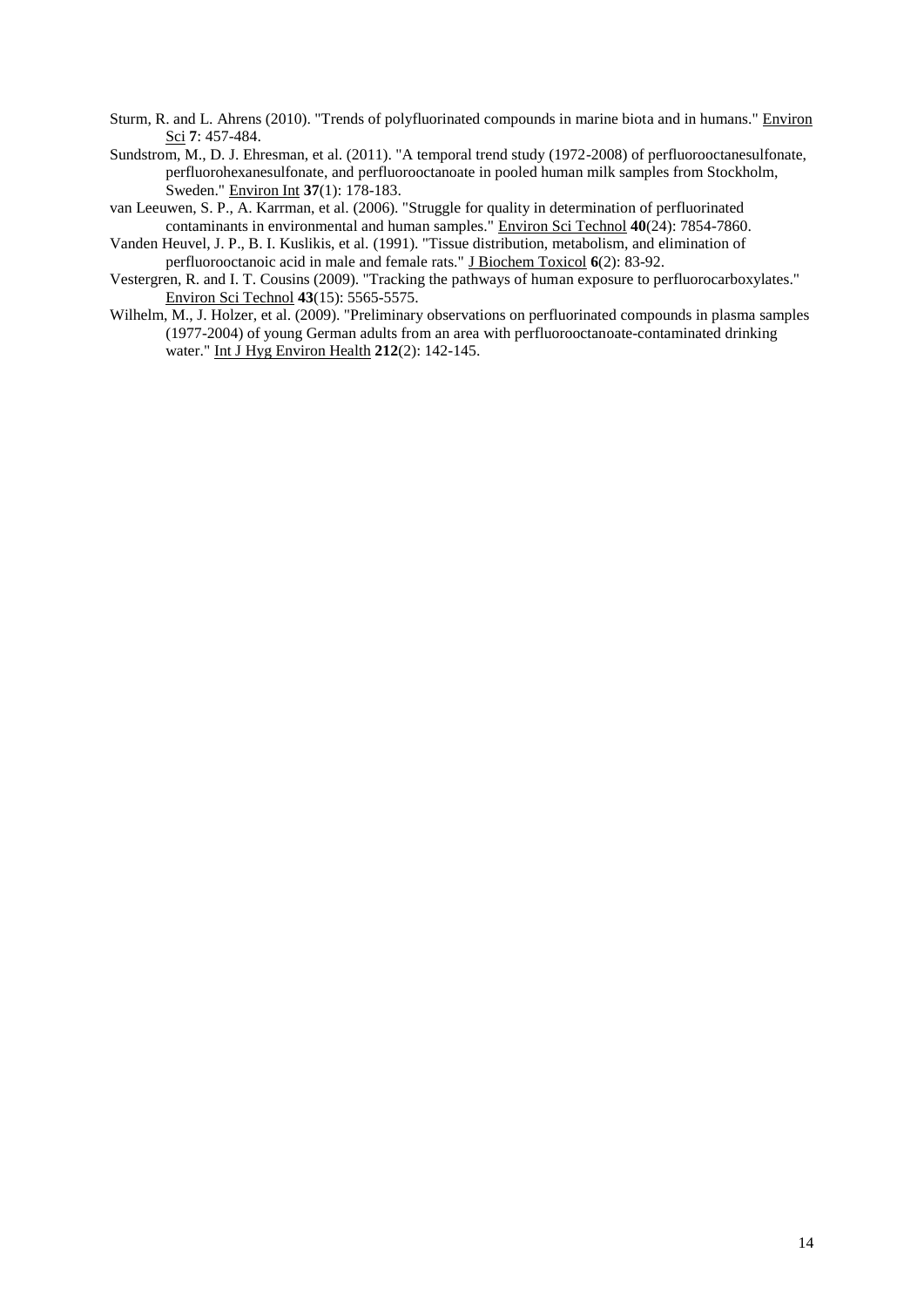Sturm, R. and L. Ahrens (2010). "Trends of polyfluorinated compounds in marine biota and in humans." Environ Sci **7**: 457-484.

Sundstrom, M., D. J. Ehresman, et al. (2011). "A temporal trend study (1972-2008) of perfluorooctanesulfonate, perfluorohexanesulfonate, and perfluorooctanoate in pooled human milk samples from Stockholm, Sweden." Environ Int **37**(1): 178-183.

van Leeuwen, S. P., A. Karrman, et al. (2006). "Struggle for quality in determination of perfluorinated contaminants in environmental and human samples." Environ Sci Technol **40**(24): 7854-7860.

Vanden Heuvel, J. P., B. I. Kuslikis, et al. (1991). "Tissue distribution, metabolism, and elimination of perfluorooctanoic acid in male and female rats." J Biochem Toxicol **6**(2): 83-92.

Vestergren, R. and I. T. Cousins (2009). "Tracking the pathways of human exposure to perfluorocarboxylates." Environ Sci Technol **43**(15): 5565-5575.

Wilhelm, M., J. Holzer, et al. (2009). "Preliminary observations on perfluorinated compounds in plasma samples (1977-2004) of young German adults from an area with perfluorooctanoate-contaminated drinking water." Int J Hyg Environ Health **212**(2): 142-145.